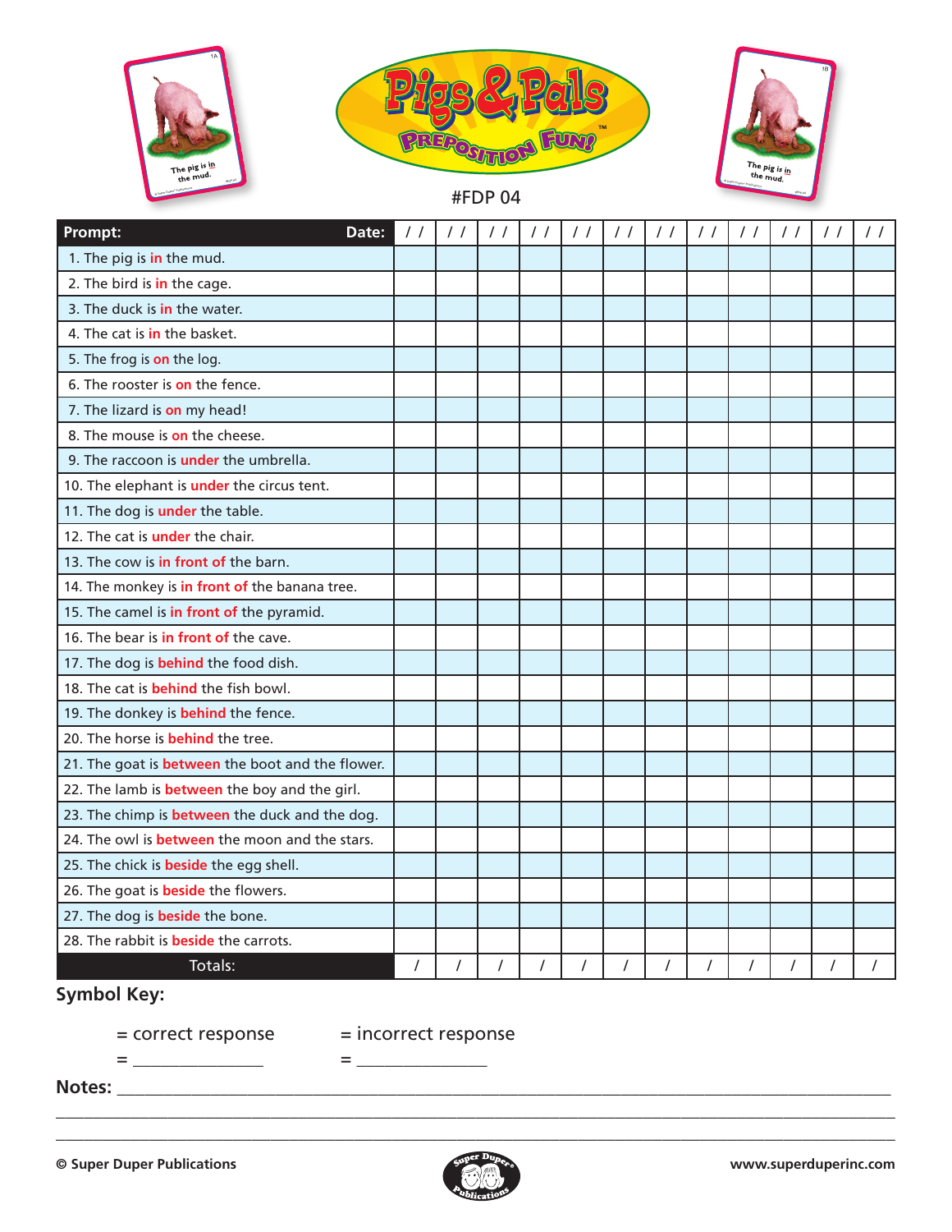# Pigs & Pals Preposition Fun!™

#FDP 04

| Prompt: Date: | / / | / / | / / | / / | / / | / / | / / | / / | / / | / / | / / | / / |
|---|---|---|---|---|---|---|---|---|---|---|---|---|
| 1. The pig is **in** the mud. | | | | | | | | | | | | |
| 2. The bird is **in** the cage. | | | | | | | | | | | | |
| 3. The duck is **in** the water. | | | | | | | | | | | | |
| 4. The cat is **in** the basket. | | | | | | | | | | | | |
| 5. The frog is **on** the log. | | | | | | | | | | | | |
| 6. The rooster is **on** the fence. | | | | | | | | | | | | |
| 7. The lizard is **on** my head! | | | | | | | | | | | | |
| 8. The mouse is **on** the cheese. | | | | | | | | | | | | |
| 9. The raccoon is **under** the umbrella. | | | | | | | | | | | | |
| 10. The elephant is **under** the circus tent. | | | | | | | | | | | | |
| 11. The dog is **under** the table. | | | | | | | | | | | | |
| 12. The cat is **under** the chair. | | | | | | | | | | | | |
| 13. The cow is **in front of** the barn. | | | | | | | | | | | | |
| 14. The monkey is **in front of** the banana tree. | | | | | | | | | | | | |
| 15. The camel is **in front of** the pyramid. | | | | | | | | | | | | |
| 16. The bear is **in front of** the cave. | | | | | | | | | | | | |
| 17. The dog is **behind** the food dish. | | | | | | | | | | | | |
| 18. The cat is **behind** the fish bowl. | | | | | | | | | | | | |
| 19. The donkey is **behind** the fence. | | | | | | | | | | | | |
| 20. The horse is **behind** the tree. | | | | | | | | | | | | |
| 21. The goat is **between** the boot and the flower. | | | | | | | | | | | | |
| 22. The lamb is **between** the boy and the girl. | | | | | | | | | | | | |
| 23. The chimp is **between** the duck and the dog. | | | | | | | | | | | | |
| 24. The owl is **between** the moon and the stars. | | | | | | | | | | | | |
| 25. The chick is **beside** the egg shell. | | | | | | | | | | | | |
| 26. The goat is **beside** the flowers. | | | | | | | | | | | | |
| 27. The dog is **beside** the bone. | | | | | | | | | | | | |
| 28. The rabbit is **beside** the carrots. | | | | | | | | | | | | |
| Totals: | / | / | / | / | / | / | / | / | / | / | / | / |

**Symbol Key:**

= correct response = incorrect response

= _______________ = _______________

**Notes:** ______________________________________________________________________________

______________________________________________________________________________________

______________________________________________________________________________________

© Super Duper Publications www.superduperinc.com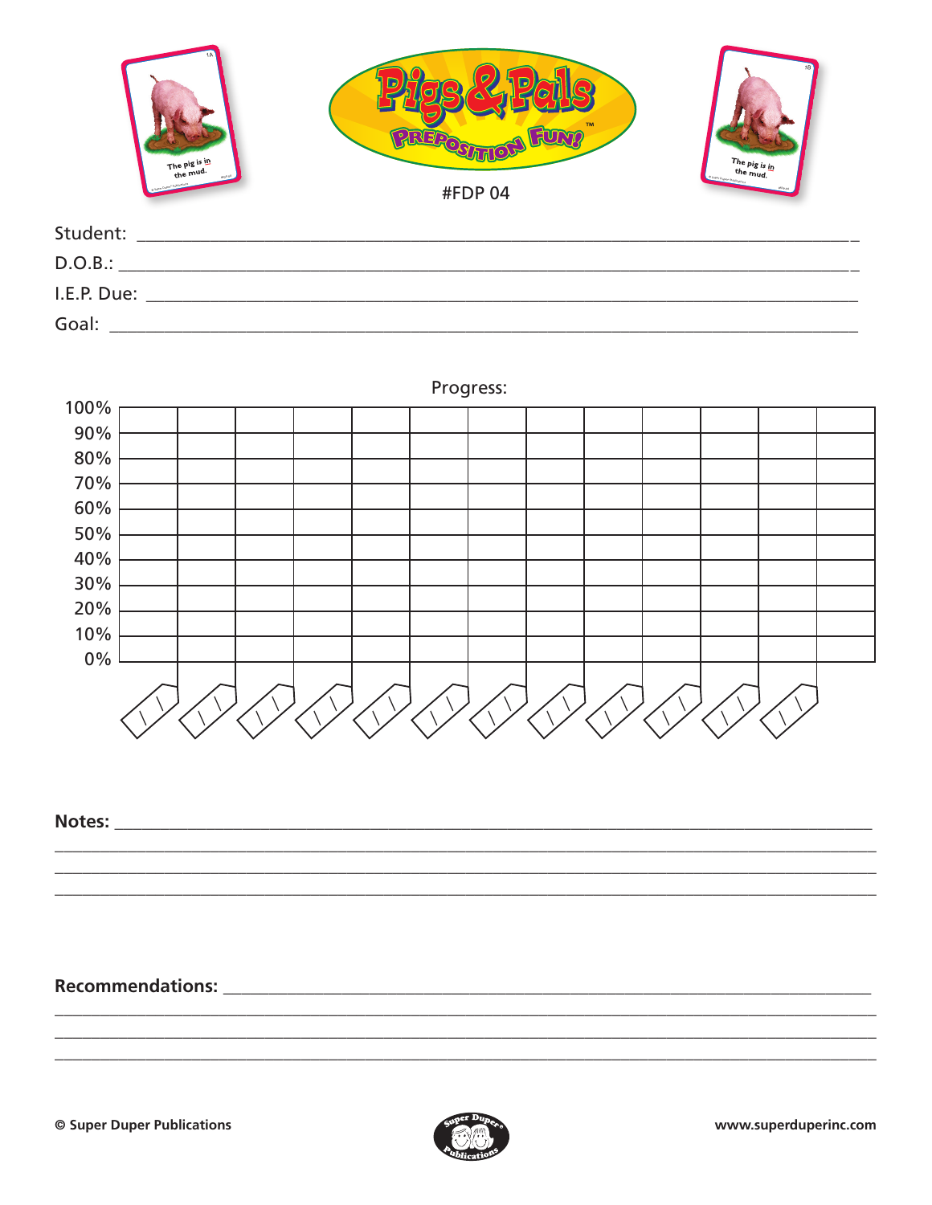# Pigs & Pals

## PREPOSITION FUN!™

#FDP 04

Student: ___________________________________________

D.O.B.: ___________________________________________

I.E.P. Due: ___________________________________________

Goal: ___________________________________________

Progress:

100%
90%
80%
70%
60%
50%
40%
30%
20%
10%
0%

**Notes:** ___________________________________________

___________________________________________

___________________________________________

___________________________________________

**Recommendations:** ___________________________________________

___________________________________________

___________________________________________

___________________________________________

© Super Duper Publications

www.superduperinc.com